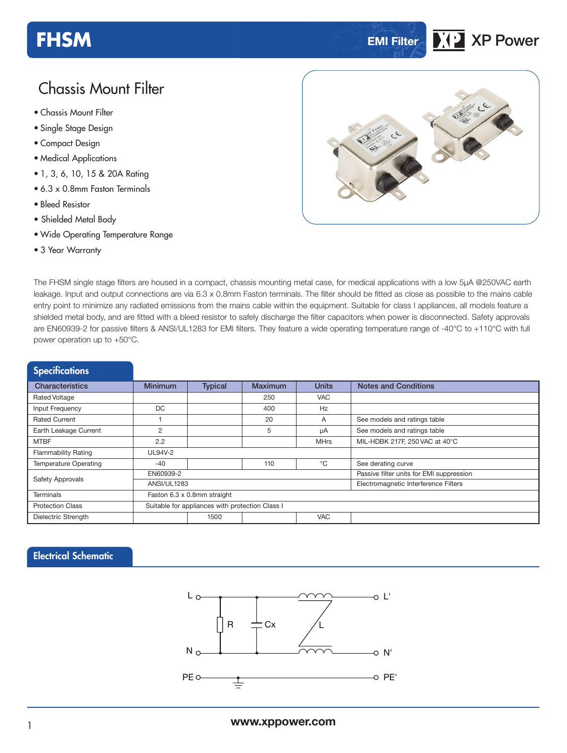# FHSM

EMI Filter

XP Power

## Chassis Mount Filter

- Chassis Mount Filter
- Single Stage Design
- Compact Design
- Medical Applications
- 1, 3, 6, 10, 15 & 20A Rating
- 6.3 x 0.8mm Faston Terminals
- Bleed Resistor
- Shielded Metal Body
- Wide Operating Temperature Range
- 3 Year Warranty

The FHSM single stage filters are housed in a compact, chassis mounting metal case, for medical applications with a low 5µA @250VAC earth leakage. Input and output connections are via 6.3 x 0.8mm Faston terminals. The filter should be fitted as close as possible to the mains cable entry point to minimize any radiated emissions from the mains cable within the equipment. Suitable for class I appliances, all models feature a shielded metal body, and are fitted with a bleed resistor to safely discharge the filter capacitors when power is disconnected. Safety approvals are EN60939-2 for passive filters & ANSI/UL1283 for EMI filters. They feature a wide operating temperature range of -40°C to +110°C with full power operation up to +50°C.

## Specifications

| Characteristics | Minimum | Typical | Maximum | Units | Notes and Conditions |
|---|---|---|---|---|---|
| Rated Voltage | | | 250 | VAC | |
| Input Frequency | DC | | 400 | Hz | |
| Rated Current | 1 | | 20 | A | See models and ratings table |
| Earth Leakage Current | 2 | | 5 | µA | See models and ratings table |
| MTBF | 2.2 | | | MHrs | MIL-HDBK 217F, 250 VAC at 40°C |
| Flammability Rating | UL94V-2 | | | | |
| Temperature Operating | -40 | | 110 | °C | See derating curve |
| Safety Approvals | EN60939-2 | | | | Passive filter units for EMI suppression |
| | ANSI/UL1283 | | | | Electromagnetic Interference Filters |
| Terminals | Faston 6.3 x 0.8mm straight | | | | |
| Protection Class | Suitable for appliances with protection Class I | | | | |
| Dielectric Strength | | 1500 | | VAC | |

## Electrical Schematic

L, N, PE → R, Cx, L → L', N', PE'

www.xppower.com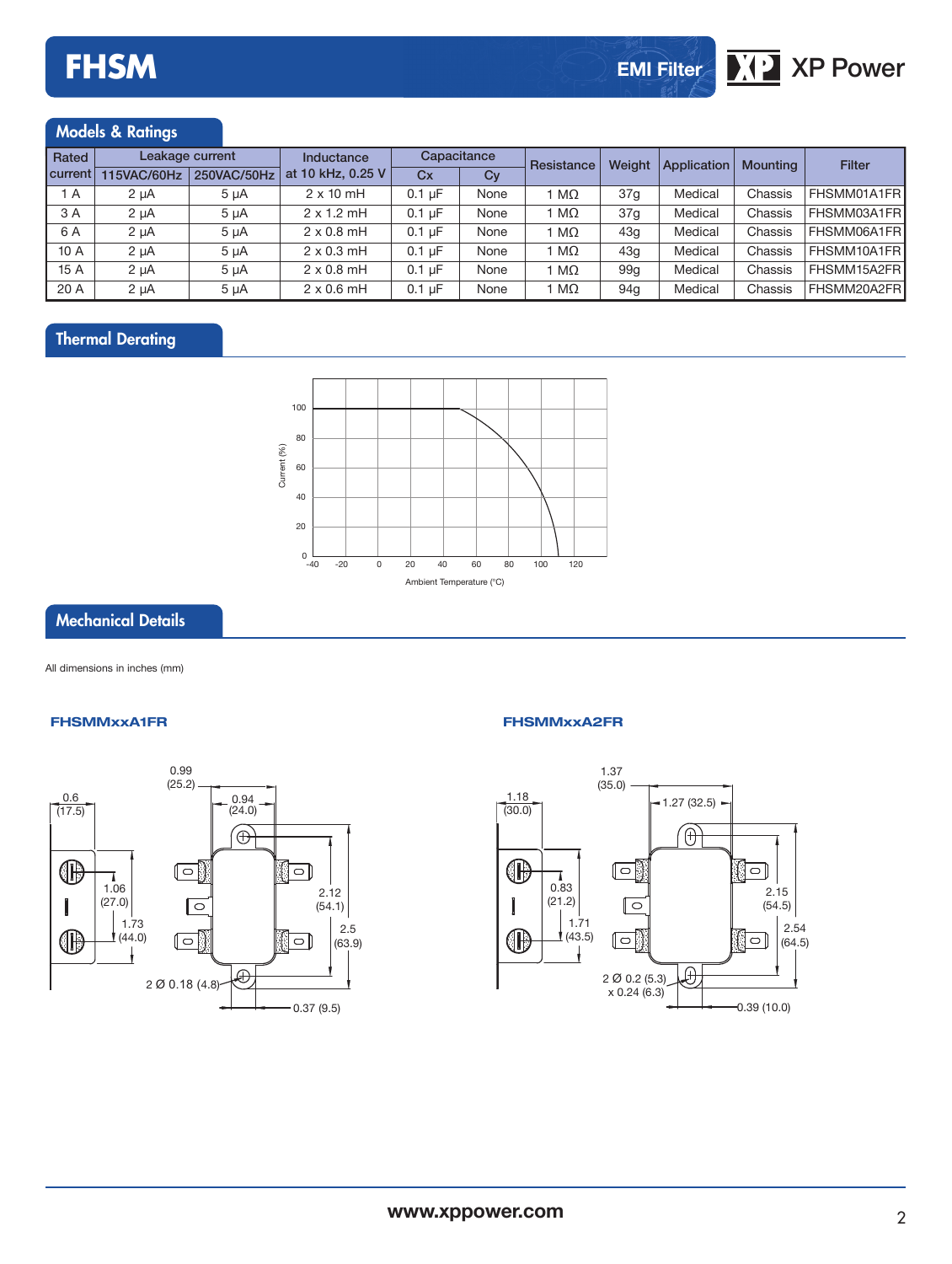## Models & Ratings

| Rated current | Leakage current | | Inductance at 10 kHz, 0.25 V | Capacitance | | Resistance | Weight | Application | Mounting | Filter |
|---|---|---|---|---|---|---|---|---|---|---|
| | 115VAC/60Hz | 250VAC/50Hz | | Cx | Cy | | | | | |
| 1 A | 2 µA | 5 µA | 2 x 10 mH | 0.1 µF | None | 1 MΩ | 37g | Medical | Chassis | FHSMM01A1FR |
| 3 A | 2 µA | 5 µA | 2 x 1.2 mH | 0.1 µF | None | 1 MΩ | 37g | Medical | Chassis | FHSMM03A1FR |
| 6 A | 2 µA | 5 µA | 2 x 0.8 mH | 0.1 µF | None | 1 MΩ | 43g | Medical | Chassis | FHSMM06A1FR |
| 10 A | 2 µA | 5 µA | 2 x 0.3 mH | 0.1 µF | None | 1 MΩ | 43g | Medical | Chassis | FHSMM10A1FR |
| 15 A | 2 µA | 5 µA | 2 x 0.8 mH | 0.1 µF | None | 1 MΩ | 99g | Medical | Chassis | FHSMM15A2FR |
| 20 A | 2 µA | 5 µA | 2 x 0.6 mH | 0.1 µF | None | 1 MΩ | 94g | Medical | Chassis | FHSMM20A2FR |

## Thermal Derating

Current (%)

Ambient Temperature (°C)

## Mechanical Details

All dimensions in inches (mm)

### FHSMMxxA1FR

0.6 (17.5), 0.99 (25.2), 0.94 (24.0), 1.06 (27.0), 1.73 (44.0), 2.12 (54.1), 2.5 (63.9), 2 Ø 0.18 (4.8), 0.37 (9.5)

### FHSMMxxA2FR

1.18 (30.0), 1.37 (35.0), 1.27 (32.5), 0.83 (21.2), 1.71 (43.5), 2.15 (54.5), 2.54 (64.5), 2 Ø 0.2 (5.3) x 0.24 (6.3), 0.39 (10.0)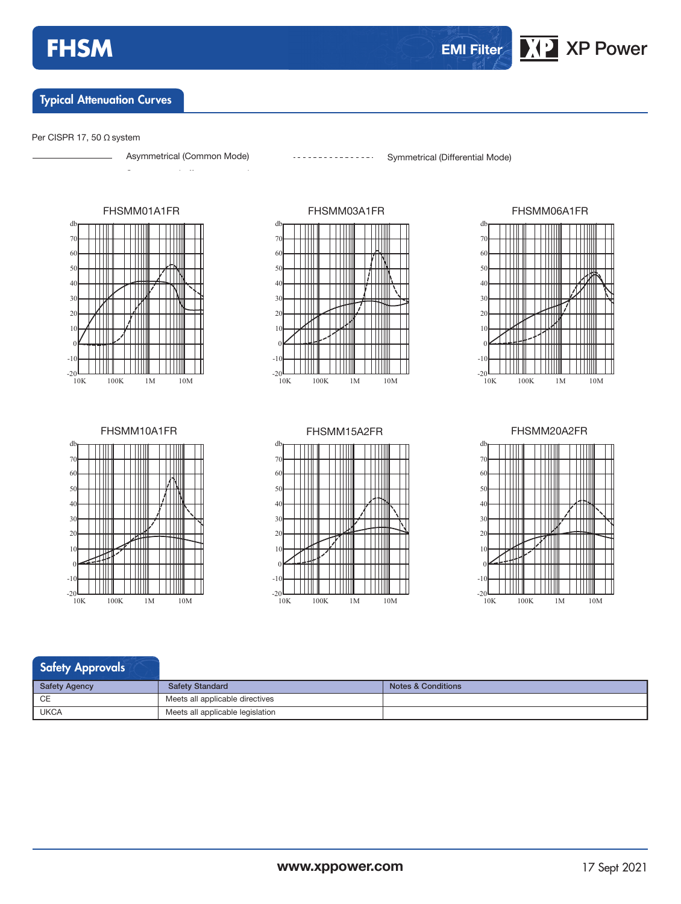## Typical Attenuation Curves

Per CISPR 17, 50 Ω system

Asymmetrical (Common Mode) ———— Symmetrical (Differential Mode) - - - - -

FHSMM01A1FR

db
70
60
50
40
30
20
10
0
-10
-20
10K 100K 1M 10M

FHSMM03A1FR

db
70
60
50
40
30
20
10
0
-10
-20
10K 100K 1M 10M

FHSMM06A1FR

db
70
60
50
40
30
20
10
0
-10
-20
10K 100K 1M 10M

FHSMM10A1FR

db
70
60
50
40
30
20
10
0
-10
-20
10K 100K 1M 10M

FHSMM15A2FR

db
70
60
50
40
30
20
10
0
-10
-20
10K 100K 1M 10M

FHSMM20A2FR

db
70
60
50
40
30
20
10
0
-10
-20
10K 100K 1M 10M

## Safety Approvals

| Safety Agency | Safety Standard | Notes & Conditions |
|---|---|---|
| CE | Meets all applicable directives | |
| UKCA | Meets all applicable legislation | |

www.xppower.com

17 Sept 2021